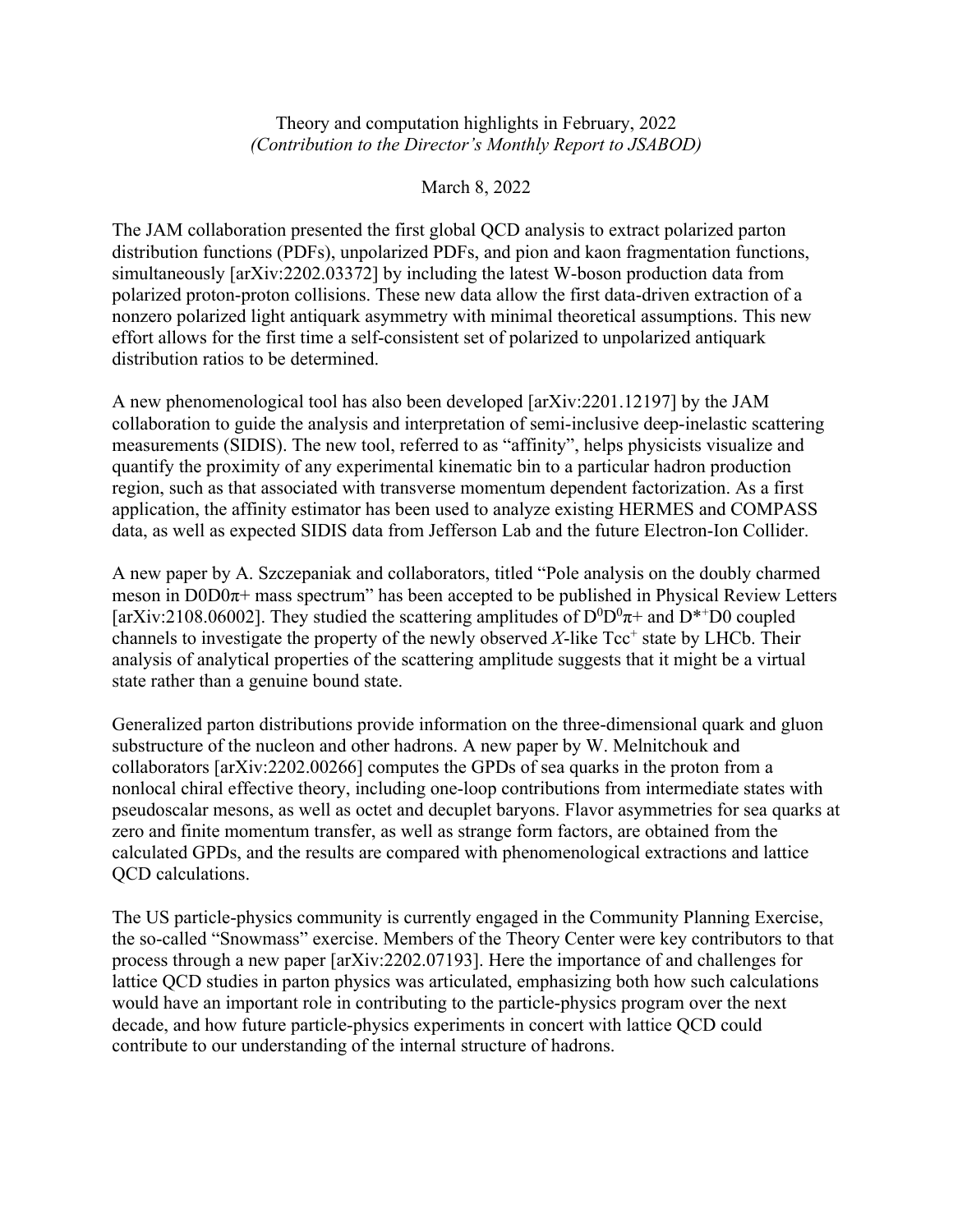Theory and computation highlights in February, 2022
*(Contribution to the Director's Monthly Report to JSABOD)*

March 8, 2022

The JAM collaboration presented the first global QCD analysis to extract polarized parton distribution functions (PDFs), unpolarized PDFs, and pion and kaon fragmentation functions, simultaneously [arXiv:2202.03372] by including the latest W-boson production data from polarized proton-proton collisions. These new data allow the first data-driven extraction of a nonzero polarized light antiquark asymmetry with minimal theoretical assumptions. This new effort allows for the first time a self-consistent set of polarized to unpolarized antiquark distribution ratios to be determined.

A new phenomenological tool has also been developed [arXiv:2201.12197] by the JAM collaboration to guide the analysis and interpretation of semi-inclusive deep-inelastic scattering measurements (SIDIS). The new tool, referred to as "affinity", helps physicists visualize and quantify the proximity of any experimental kinematic bin to a particular hadron production region, such as that associated with transverse momentum dependent factorization. As a first application, the affinity estimator has been used to analyze existing HERMES and COMPASS data, as well as expected SIDIS data from Jefferson Lab and the future Electron-Ion Collider.

A new paper by A. Szczepaniak and collaborators, titled "Pole analysis on the doubly charmed meson in D0D0π+ mass spectrum" has been accepted to be published in Physical Review Letters [arXiv:2108.06002]. They studied the scattering amplitudes of $D^0D^0\pi^+$ and $D^{*+}D0$ coupled channels to investigate the property of the newly observed *X*-like $Tcc^+$ state by LHCb. Their analysis of analytical properties of the scattering amplitude suggests that it might be a virtual state rather than a genuine bound state.

Generalized parton distributions provide information on the three-dimensional quark and gluon substructure of the nucleon and other hadrons. A new paper by W. Melnitchouk and collaborators [arXiv:2202.00266] computes the GPDs of sea quarks in the proton from a nonlocal chiral effective theory, including one-loop contributions from intermediate states with pseudoscalar mesons, as well as octet and decuplet baryons. Flavor asymmetries for sea quarks at zero and finite momentum transfer, as well as strange form factors, are obtained from the calculated GPDs, and the results are compared with phenomenological extractions and lattice QCD calculations.

The US particle-physics community is currently engaged in the Community Planning Exercise, the so-called "Snowmass" exercise. Members of the Theory Center were key contributors to that process through a new paper [arXiv:2202.07193]. Here the importance of and challenges for lattice QCD studies in parton physics was articulated, emphasizing both how such calculations would have an important role in contributing to the particle-physics program over the next decade, and how future particle-physics experiments in concert with lattice QCD could contribute to our understanding of the internal structure of hadrons.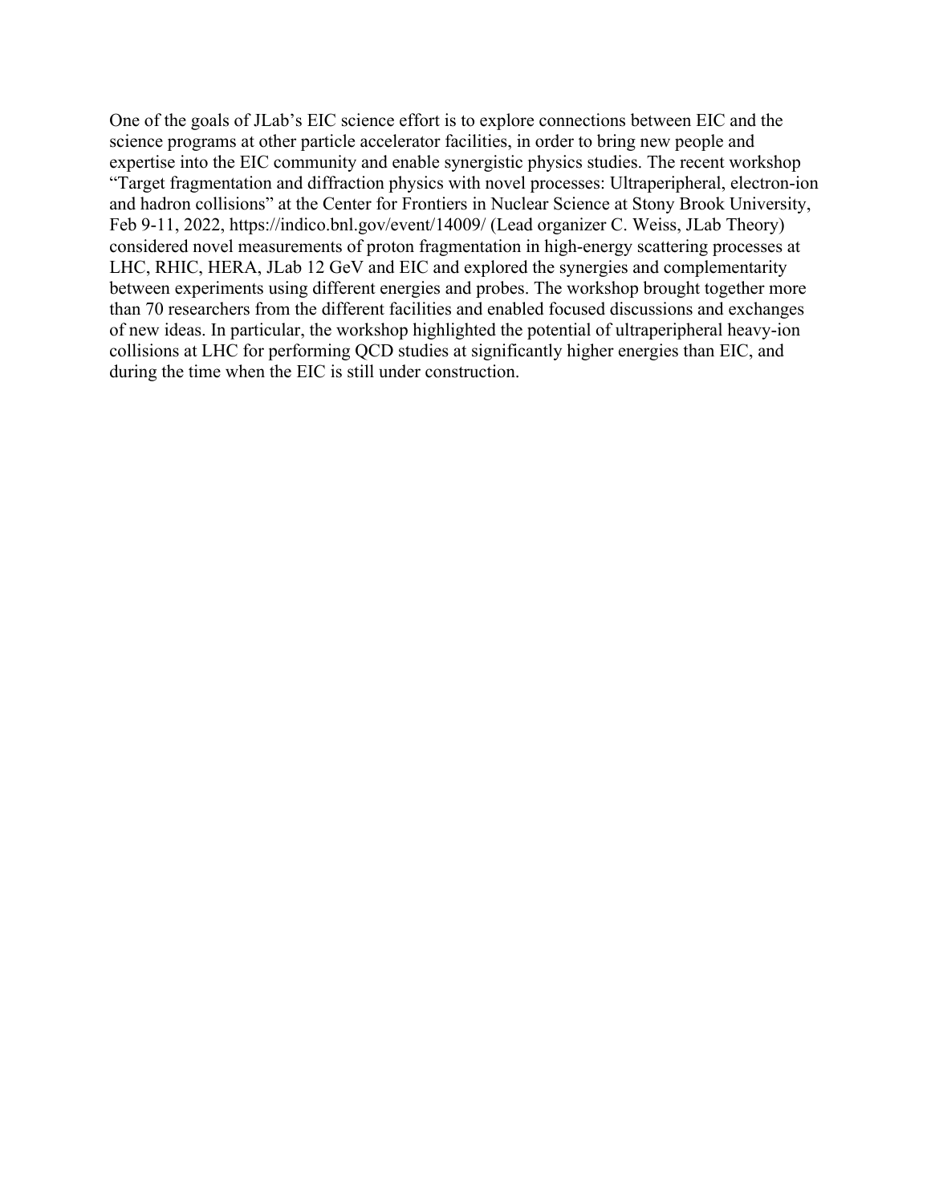One of the goals of JLab's EIC science effort is to explore connections between EIC and the science programs at other particle accelerator facilities, in order to bring new people and expertise into the EIC community and enable synergistic physics studies. The recent workshop "Target fragmentation and diffraction physics with novel processes: Ultraperipheral, electron-ion and hadron collisions" at the Center for Frontiers in Nuclear Science at Stony Brook University, Feb 9-11, 2022, https://indico.bnl.gov/event/14009/ (Lead organizer C. Weiss, JLab Theory) considered novel measurements of proton fragmentation in high-energy scattering processes at LHC, RHIC, HERA, JLab 12 GeV and EIC and explored the synergies and complementarity between experiments using different energies and probes. The workshop brought together more than 70 researchers from the different facilities and enabled focused discussions and exchanges of new ideas. In particular, the workshop highlighted the potential of ultraperipheral heavy-ion collisions at LHC for performing QCD studies at significantly higher energies than EIC, and during the time when the EIC is still under construction.